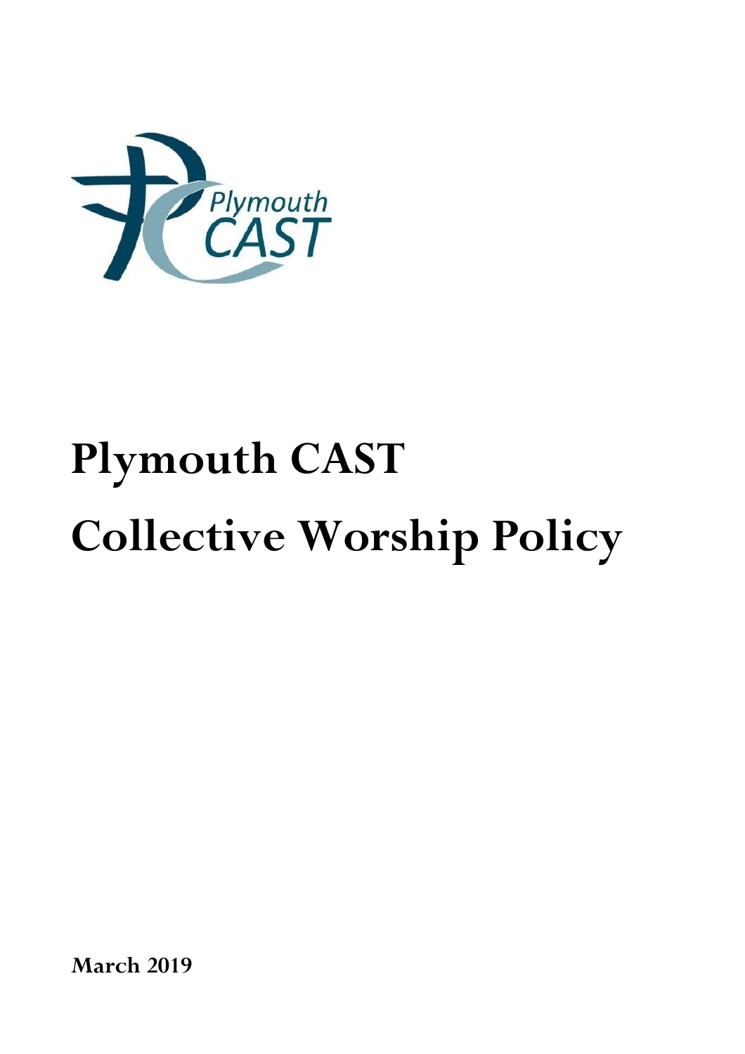# Plymouth CAST

# Collective Worship Policy

**March 2019**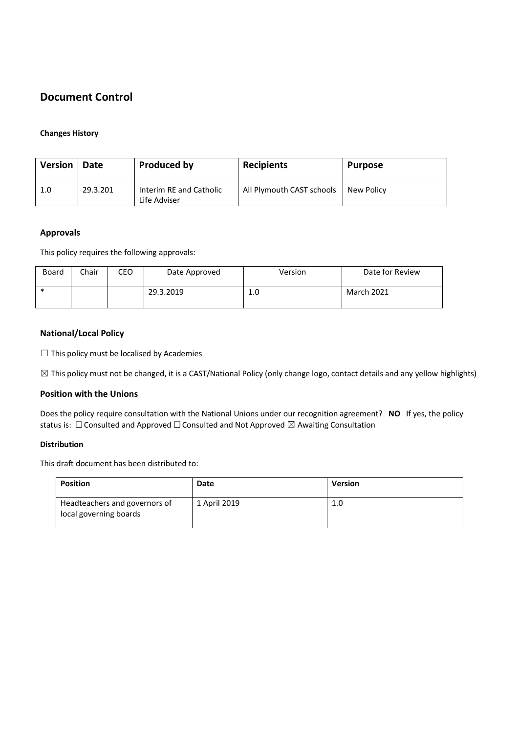## Document Control

#### Changes History

| Version | Date | Produced by | Recipients | Purpose |
|---|---|---|---|---|
| 1.0 | 29.3.201 | Interim RE and Catholic Life Adviser | All Plymouth CAST schools | New Policy |

### Approvals

This policy requires the following approvals:

| Board | Chair | CEO | Date Approved | Version | Date for Review |
|---|---|---|---|---|---|
| * | | | 29.3.2019 | 1.0 | March 2021 |

### National/Local Policy

☐ This policy must be localised by Academies

☒ This policy must not be changed, it is a CAST/National Policy (only change logo, contact details and any yellow highlights)

### Position with the Unions

Does the policy require consultation with the National Unions under our recognition agreement? **NO** If yes, the policy status is: ☐ Consulted and Approved ☐ Consulted and Not Approved ☒ Awaiting Consultation

#### Distribution

This draft document has been distributed to:

| Position | Date | Version |
|---|---|---|
| Headteachers and governors of local governing boards | 1 April 2019 | 1.0 |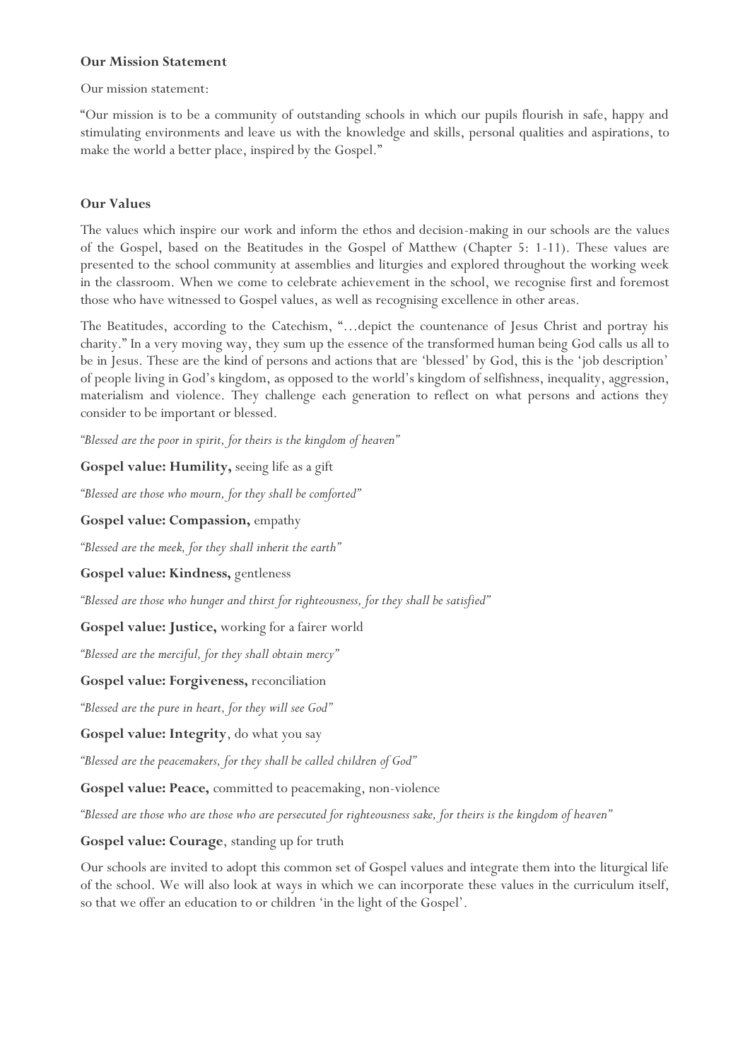### Our Mission Statement

Our mission statement:

"Our mission is to be a community of outstanding schools in which our pupils flourish in safe, happy and stimulating environments and leave us with the knowledge and skills, personal qualities and aspirations, to make the world a better place, inspired by the Gospel."

### Our Values

The values which inspire our work and inform the ethos and decision-making in our schools are the values of the Gospel, based on the Beatitudes in the Gospel of Matthew (Chapter 5: 1-11). These values are presented to the school community at assemblies and liturgies and explored throughout the working week in the classroom. When we come to celebrate achievement in the school, we recognise first and foremost those who have witnessed to Gospel values, as well as recognising excellence in other areas.

The Beatitudes, according to the Catechism, "…depict the countenance of Jesus Christ and portray his charity." In a very moving way, they sum up the essence of the transformed human being God calls us all to be in Jesus. These are the kind of persons and actions that are 'blessed' by God, this is the 'job description' of people living in God's kingdom, as opposed to the world's kingdom of selfishness, inequality, aggression, materialism and violence. They challenge each generation to reflect on what persons and actions they consider to be important or blessed.

*"Blessed are the poor in spirit, for theirs is the kingdom of heaven"*

**Gospel value: Humility,** seeing life as a gift

*"Blessed are those who mourn, for they shall be comforted"*

**Gospel value: Compassion,** empathy

*"Blessed are the meek, for they shall inherit the earth"*

**Gospel value: Kindness,** gentleness

*"Blessed are those who hunger and thirst for righteousness, for they shall be satisfied"*

**Gospel value: Justice,** working for a fairer world

*"Blessed are the merciful, for they shall obtain mercy"*

**Gospel value: Forgiveness,** reconciliation

*"Blessed are the pure in heart, for they will see God"*

**Gospel value: Integrity**, do what you say

*"Blessed are the peacemakers, for they shall be called children of God"*

**Gospel value: Peace,** committed to peacemaking, non-violence

*"Blessed are those who are those who are persecuted for righteousness sake, for theirs is the kingdom of heaven"*

**Gospel value: Courage**, standing up for truth

Our schools are invited to adopt this common set of Gospel values and integrate them into the liturgical life of the school. We will also look at ways in which we can incorporate these values in the curriculum itself, so that we offer an education to or children 'in the light of the Gospel'.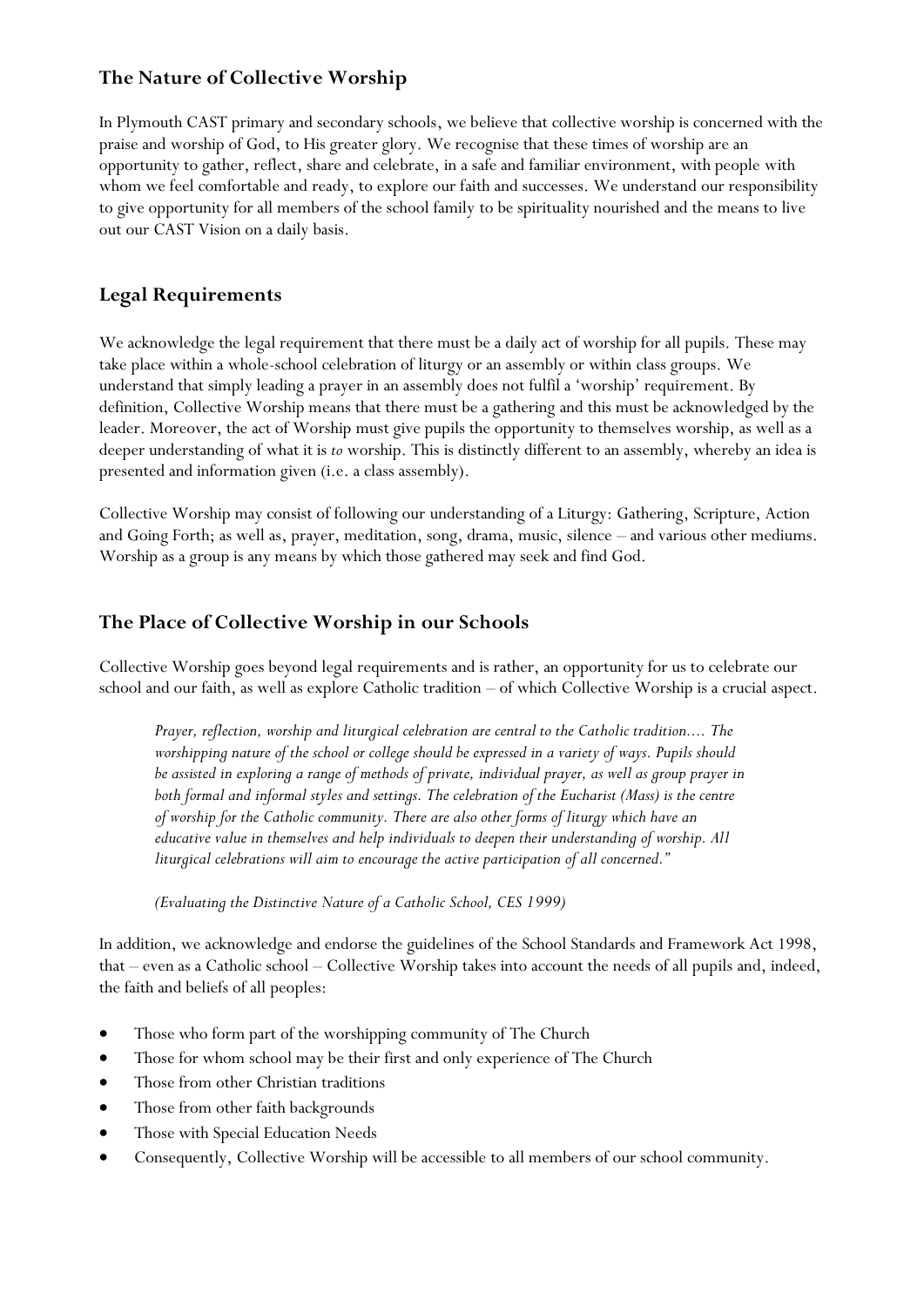## The Nature of Collective Worship

In Plymouth CAST primary and secondary schools, we believe that collective worship is concerned with the praise and worship of God, to His greater glory. We recognise that these times of worship are an opportunity to gather, reflect, share and celebrate, in a safe and familiar environment, with people with whom we feel comfortable and ready, to explore our faith and successes. We understand our responsibility to give opportunity for all members of the school family to be spirituality nourished and the means to live out our CAST Vision on a daily basis.

## Legal Requirements

We acknowledge the legal requirement that there must be a daily act of worship for all pupils. These may take place within a whole-school celebration of liturgy or an assembly or within class groups. We understand that simply leading a prayer in an assembly does not fulfil a 'worship' requirement. By definition, Collective Worship means that there must be a gathering and this must be acknowledged by the leader. Moreover, the act of Worship must give pupils the opportunity to themselves worship, as well as a deeper understanding of what it is *to* worship. This is distinctly different to an assembly, whereby an idea is presented and information given (i.e. a class assembly).

Collective Worship may consist of following our understanding of a Liturgy: Gathering, Scripture, Action and Going Forth; as well as, prayer, meditation, song, drama, music, silence – and various other mediums. Worship as a group is any means by which those gathered may seek and find God.

## The Place of Collective Worship in our Schools

Collective Worship goes beyond legal requirements and is rather, an opportunity for us to celebrate our school and our faith, as well as explore Catholic tradition – of which Collective Worship is a crucial aspect.

> *Prayer, reflection, worship and liturgical celebration are central to the Catholic tradition.... The worshipping nature of the school or college should be expressed in a variety of ways. Pupils should be assisted in exploring a range of methods of private, individual prayer, as well as group prayer in both formal and informal styles and settings. The celebration of the Eucharist (Mass) is the centre of worship for the Catholic community. There are also other forms of liturgy which have an educative value in themselves and help individuals to deepen their understanding of worship. All liturgical celebrations will aim to encourage the active participation of all concerned."*
>
> *(Evaluating the Distinctive Nature of a Catholic School, CES 1999)*

In addition, we acknowledge and endorse the guidelines of the School Standards and Framework Act 1998, that – even as a Catholic school – Collective Worship takes into account the needs of all pupils and, indeed, the faith and beliefs of all peoples:

- Those who form part of the worshipping community of The Church
- Those for whom school may be their first and only experience of The Church
- Those from other Christian traditions
- Those from other faith backgrounds
- Those with Special Education Needs
- Consequently, Collective Worship will be accessible to all members of our school community.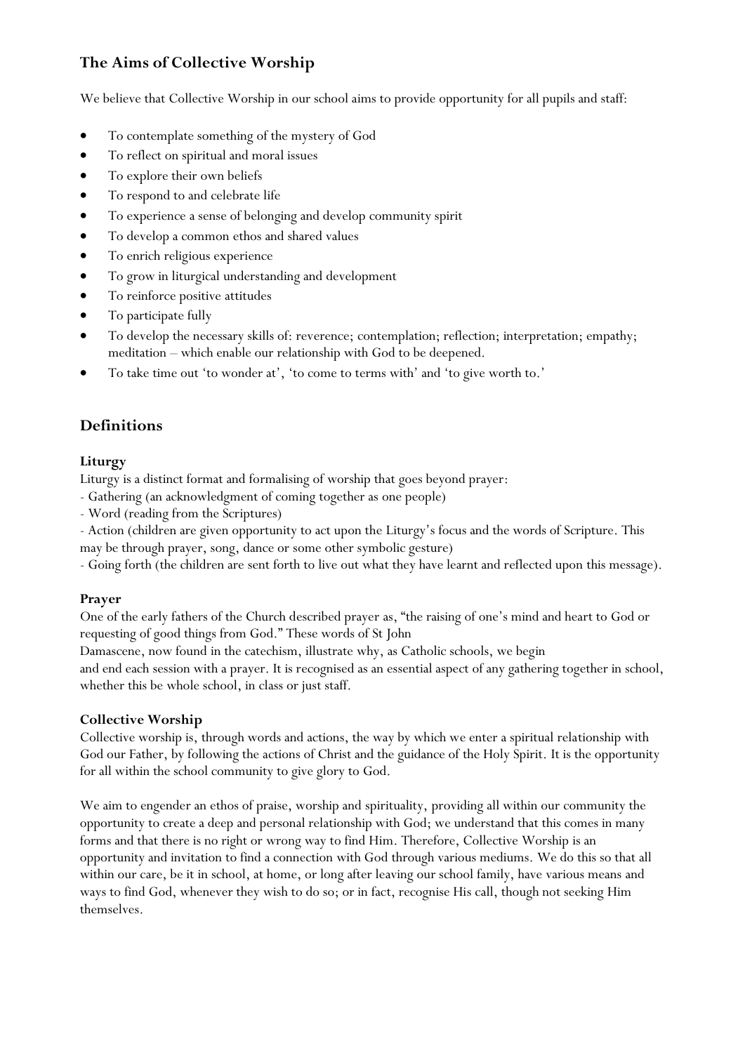## The Aims of Collective Worship

We believe that Collective Worship in our school aims to provide opportunity for all pupils and staff:

- To contemplate something of the mystery of God
- To reflect on spiritual and moral issues
- To explore their own beliefs
- To respond to and celebrate life
- To experience a sense of belonging and develop community spirit
- To develop a common ethos and shared values
- To enrich religious experience
- To grow in liturgical understanding and development
- To reinforce positive attitudes
- To participate fully
- To develop the necessary skills of: reverence; contemplation; reflection; interpretation; empathy; meditation – which enable our relationship with God to be deepened.
- To take time out 'to wonder at', 'to come to terms with' and 'to give worth to.'

## Definitions

### Liturgy

Liturgy is a distinct format and formalising of worship that goes beyond prayer:
- Gathering (an acknowledgment of coming together as one people)
- Word (reading from the Scriptures)
- Action (children are given opportunity to act upon the Liturgy's focus and the words of Scripture. This may be through prayer, song, dance or some other symbolic gesture)
- Going forth (the children are sent forth to live out what they have learnt and reflected upon this message).

### Prayer

One of the early fathers of the Church described prayer as, "the raising of one's mind and heart to God or requesting of good things from God." These words of St John Damascene, now found in the catechism, illustrate why, as Catholic schools, we begin and end each session with a prayer. It is recognised as an essential aspect of any gathering together in school, whether this be whole school, in class or just staff.

### Collective Worship

Collective worship is, through words and actions, the way by which we enter a spiritual relationship with God our Father, by following the actions of Christ and the guidance of the Holy Spirit. It is the opportunity for all within the school community to give glory to God.

We aim to engender an ethos of praise, worship and spirituality, providing all within our community the opportunity to create a deep and personal relationship with God; we understand that this comes in many forms and that there is no right or wrong way to find Him. Therefore, Collective Worship is an opportunity and invitation to find a connection with God through various mediums. We do this so that all within our care, be it in school, at home, or long after leaving our school family, have various means and ways to find God, whenever they wish to do so; or in fact, recognise His call, though not seeking Him themselves.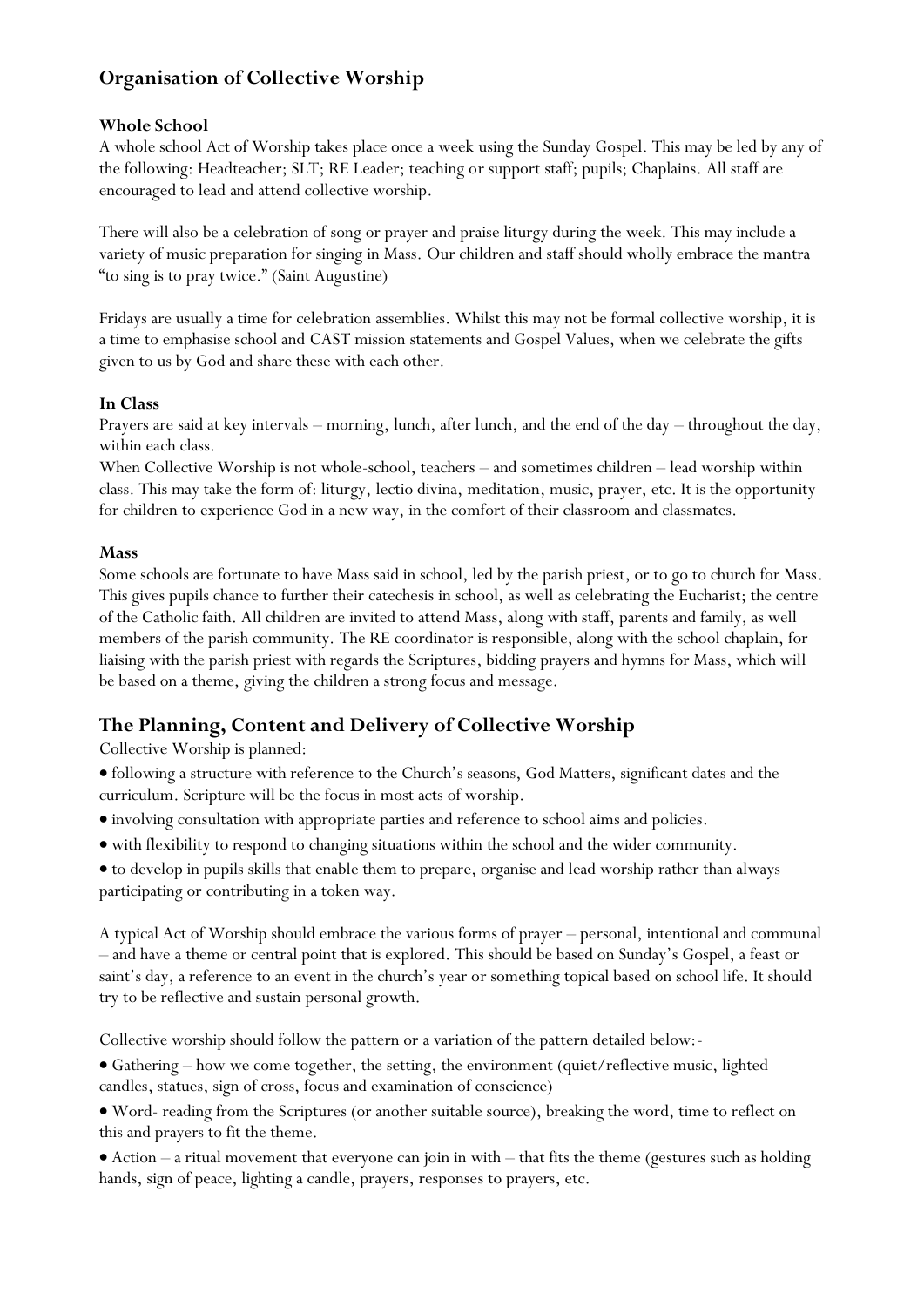## Organisation of Collective Worship

### Whole School

A whole school Act of Worship takes place once a week using the Sunday Gospel. This may be led by any of the following: Headteacher; SLT; RE Leader; teaching or support staff; pupils; Chaplains. All staff are encouraged to lead and attend collective worship.

There will also be a celebration of song or prayer and praise liturgy during the week. This may include a variety of music preparation for singing in Mass. Our children and staff should wholly embrace the mantra "to sing is to pray twice." (Saint Augustine)

Fridays are usually a time for celebration assemblies. Whilst this may not be formal collective worship, it is a time to emphasise school and CAST mission statements and Gospel Values, when we celebrate the gifts given to us by God and share these with each other.

### In Class

Prayers are said at key intervals – morning, lunch, after lunch, and the end of the day – throughout the day, within each class.

When Collective Worship is not whole-school, teachers – and sometimes children – lead worship within class. This may take the form of: liturgy, lectio divina, meditation, music, prayer, etc. It is the opportunity for children to experience God in a new way, in the comfort of their classroom and classmates.

### Mass

Some schools are fortunate to have Mass said in school, led by the parish priest, or to go to church for Mass. This gives pupils chance to further their catechesis in school, as well as celebrating the Eucharist; the centre of the Catholic faith. All children are invited to attend Mass, along with staff, parents and family, as well members of the parish community. The RE coordinator is responsible, along with the school chaplain, for liaising with the parish priest with regards the Scriptures, bidding prayers and hymns for Mass, which will be based on a theme, giving the children a strong focus and message.

## The Planning, Content and Delivery of Collective Worship

Collective Worship is planned:

- following a structure with reference to the Church's seasons, God Matters, significant dates and the curriculum. Scripture will be the focus in most acts of worship.
- involving consultation with appropriate parties and reference to school aims and policies.
- with flexibility to respond to changing situations within the school and the wider community.
- to develop in pupils skills that enable them to prepare, organise and lead worship rather than always participating or contributing in a token way.

A typical Act of Worship should embrace the various forms of prayer – personal, intentional and communal – and have a theme or central point that is explored. This should be based on Sunday's Gospel, a feast or saint's day, a reference to an event in the church's year or something topical based on school life. It should try to be reflective and sustain personal growth.

Collective worship should follow the pattern or a variation of the pattern detailed below:-

- Gathering – how we come together, the setting, the environment (quiet/reflective music, lighted candles, statues, sign of cross, focus and examination of conscience)
- Word- reading from the Scriptures (or another suitable source), breaking the word, time to reflect on this and prayers to fit the theme.
- Action – a ritual movement that everyone can join in with – that fits the theme (gestures such as holding hands, sign of peace, lighting a candle, prayers, responses to prayers, etc.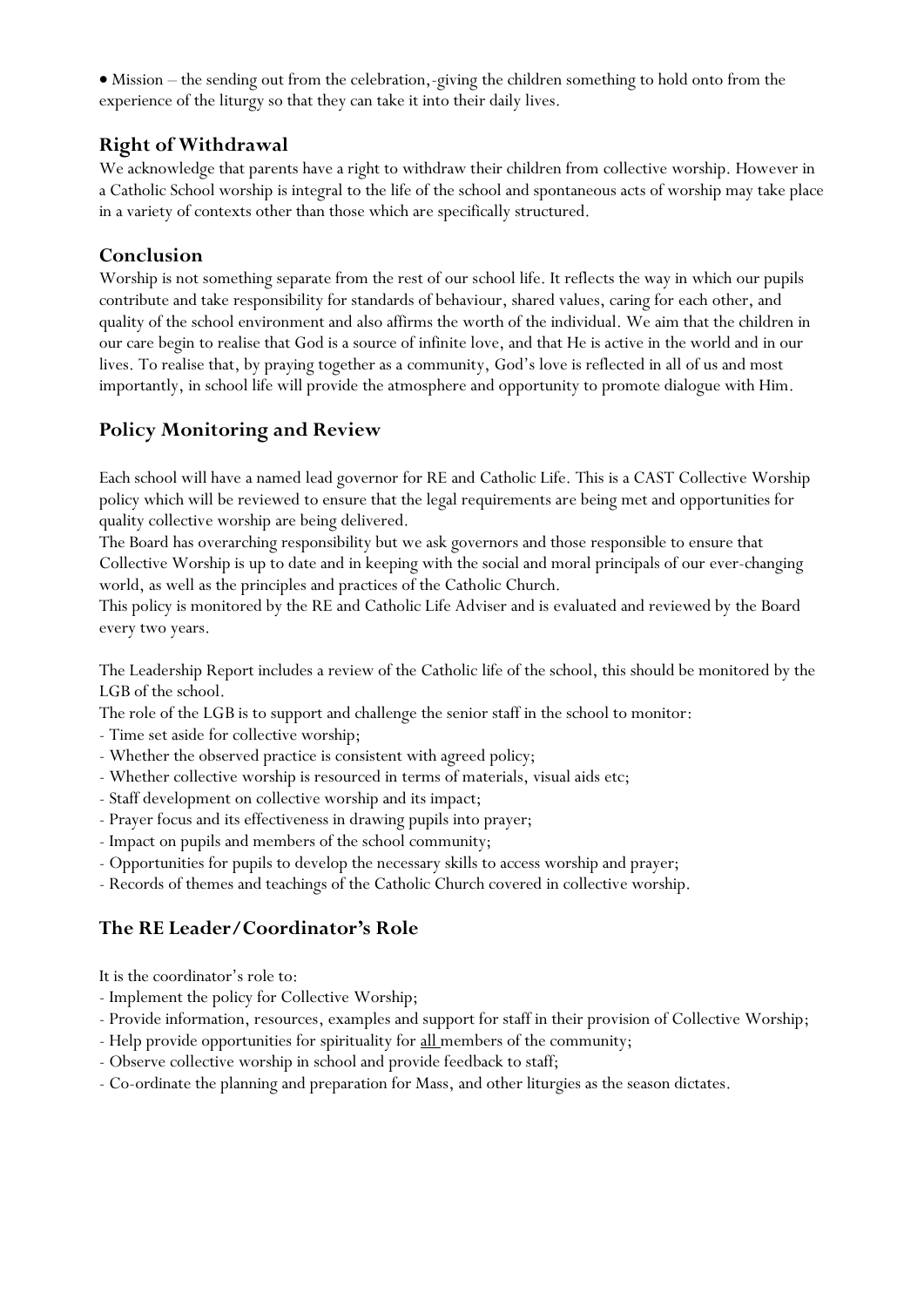• Mission – the sending out from the celebration,-giving the children something to hold onto from the experience of the liturgy so that they can take it into their daily lives.

## Right of Withdrawal

We acknowledge that parents have a right to withdraw their children from collective worship. However in a Catholic School worship is integral to the life of the school and spontaneous acts of worship may take place in a variety of contexts other than those which are specifically structured.

## Conclusion

Worship is not something separate from the rest of our school life. It reflects the way in which our pupils contribute and take responsibility for standards of behaviour, shared values, caring for each other, and quality of the school environment and also affirms the worth of the individual. We aim that the children in our care begin to realise that God is a source of infinite love, and that He is active in the world and in our lives. To realise that, by praying together as a community, God's love is reflected in all of us and most importantly, in school life will provide the atmosphere and opportunity to promote dialogue with Him.

## Policy Monitoring and Review

Each school will have a named lead governor for RE and Catholic Life. This is a CAST Collective Worship policy which will be reviewed to ensure that the legal requirements are being met and opportunities for quality collective worship are being delivered.

The Board has overarching responsibility but we ask governors and those responsible to ensure that Collective Worship is up to date and in keeping with the social and moral principals of our ever-changing world, as well as the principles and practices of the Catholic Church.

This policy is monitored by the RE and Catholic Life Adviser and is evaluated and reviewed by the Board every two years.

The Leadership Report includes a review of the Catholic life of the school, this should be monitored by the LGB of the school.

The role of the LGB is to support and challenge the senior staff in the school to monitor:

- Time set aside for collective worship;
- Whether the observed practice is consistent with agreed policy;
- Whether collective worship is resourced in terms of materials, visual aids etc;
- Staff development on collective worship and its impact;
- Prayer focus and its effectiveness in drawing pupils into prayer;
- Impact on pupils and members of the school community;
- Opportunities for pupils to develop the necessary skills to access worship and prayer;
- Records of themes and teachings of the Catholic Church covered in collective worship.

## The RE Leader/Coordinator's Role

It is the coordinator's role to:

- Implement the policy for Collective Worship;
- Provide information, resources, examples and support for staff in their provision of Collective Worship;
- Help provide opportunities for spirituality for all members of the community;
- Observe collective worship in school and provide feedback to staff;
- Co-ordinate the planning and preparation for Mass, and other liturgies as the season dictates.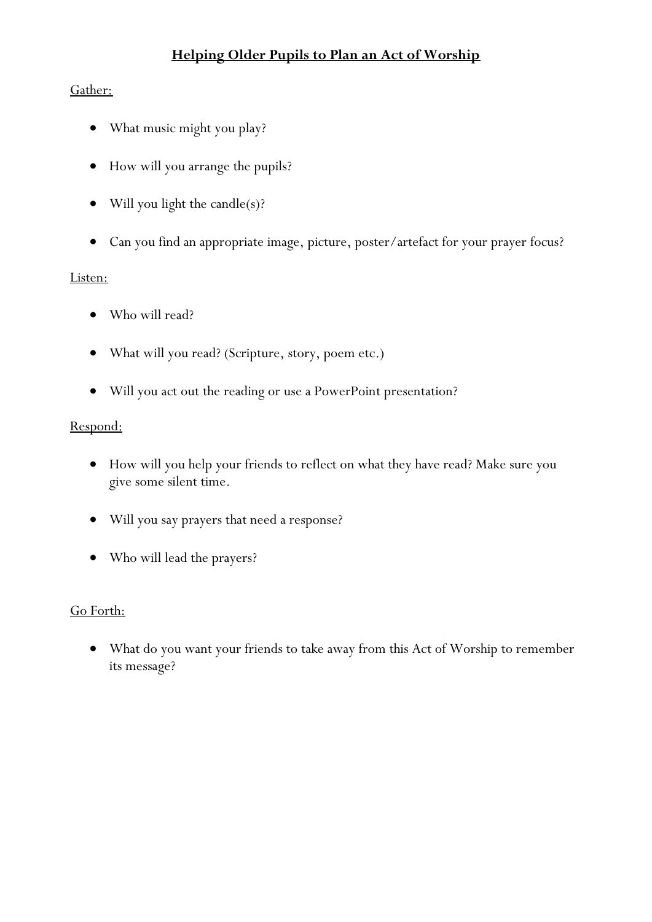# Helping Older Pupils to Plan an Act of Worship

Gather:

- What music might you play?
- How will you arrange the pupils?
- Will you light the candle(s)?
- Can you find an appropriate image, picture, poster/artefact for your prayer focus?

Listen:

- Who will read?
- What will you read? (Scripture, story, poem etc.)
- Will you act out the reading or use a PowerPoint presentation?

Respond:

- How will you help your friends to reflect on what they have read? Make sure you give some silent time.
- Will you say prayers that need a response?
- Who will lead the prayers?

Go Forth:

- What do you want your friends to take away from this Act of Worship to remember its message?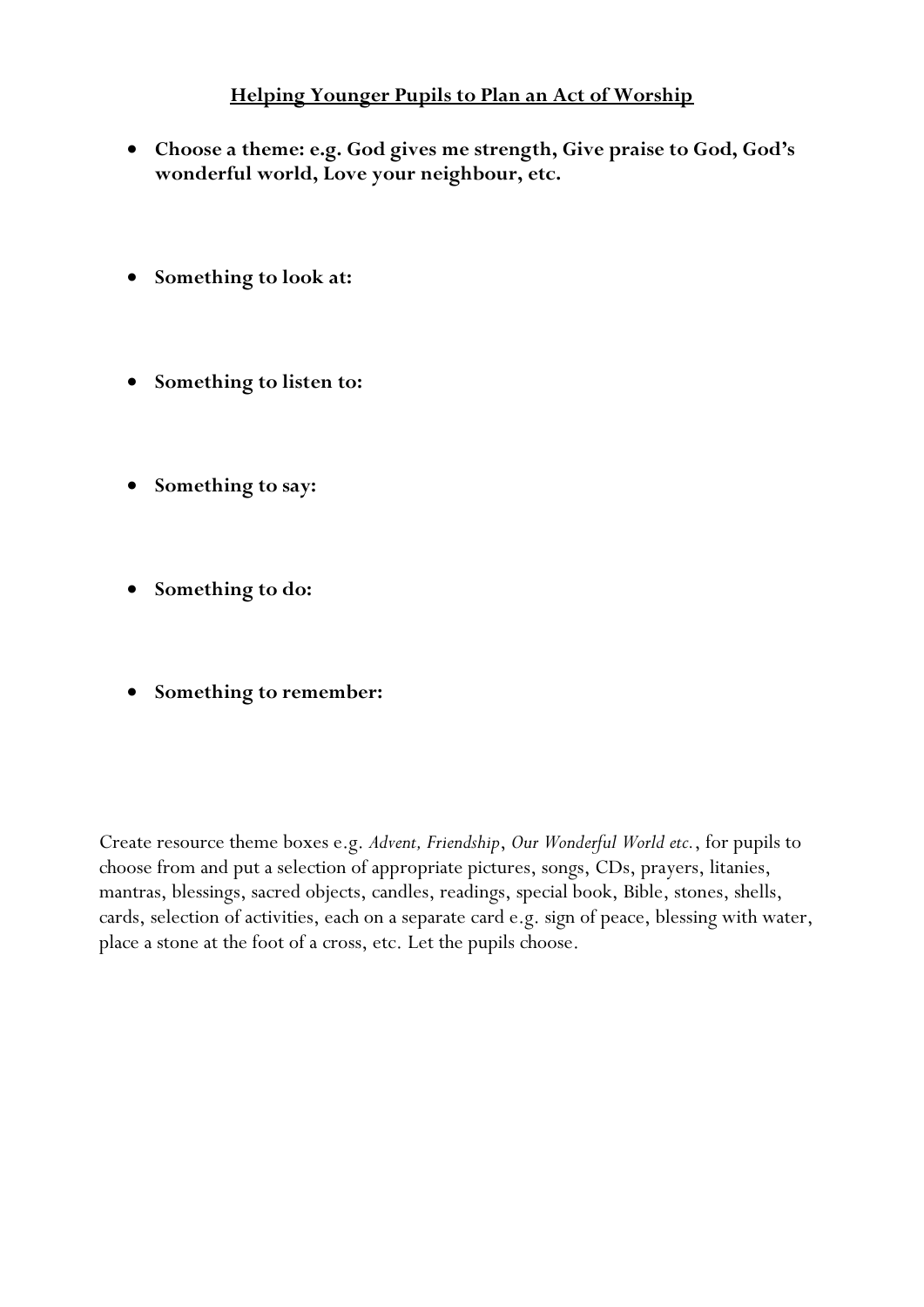## Helping Younger Pupils to Plan an Act of Worship

- **Choose a theme: e.g. God gives me strength, Give praise to God, God's wonderful world, Love your neighbour, etc.**

- **Something to look at:**

- **Something to listen to:**

- **Something to say:**

- **Something to do:**

- **Something to remember:**

Create resource theme boxes e.g. *Advent, Friendship*, *Our Wonderful World etc.*, for pupils to choose from and put a selection of appropriate pictures, songs, CDs, prayers, litanies, mantras, blessings, sacred objects, candles, readings, special book, Bible, stones, shells, cards, selection of activities, each on a separate card e.g. sign of peace, blessing with water, place a stone at the foot of a cross, etc. Let the pupils choose.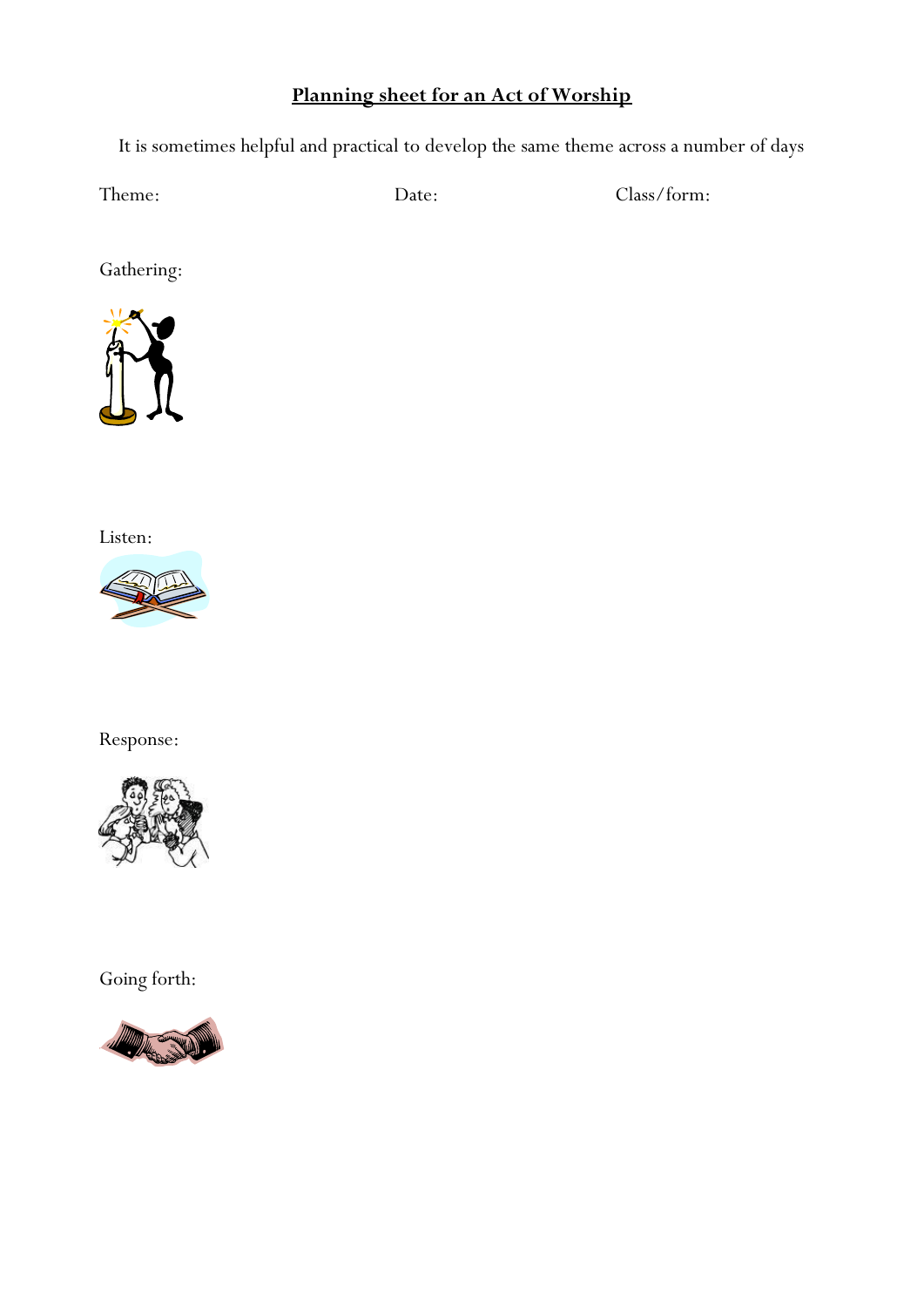# Planning sheet for an Act of Worship

It is sometimes helpful and practical to develop the same theme across a number of days

Theme: Date: Class/form:

Gathering:

Listen:

Response:

Going forth: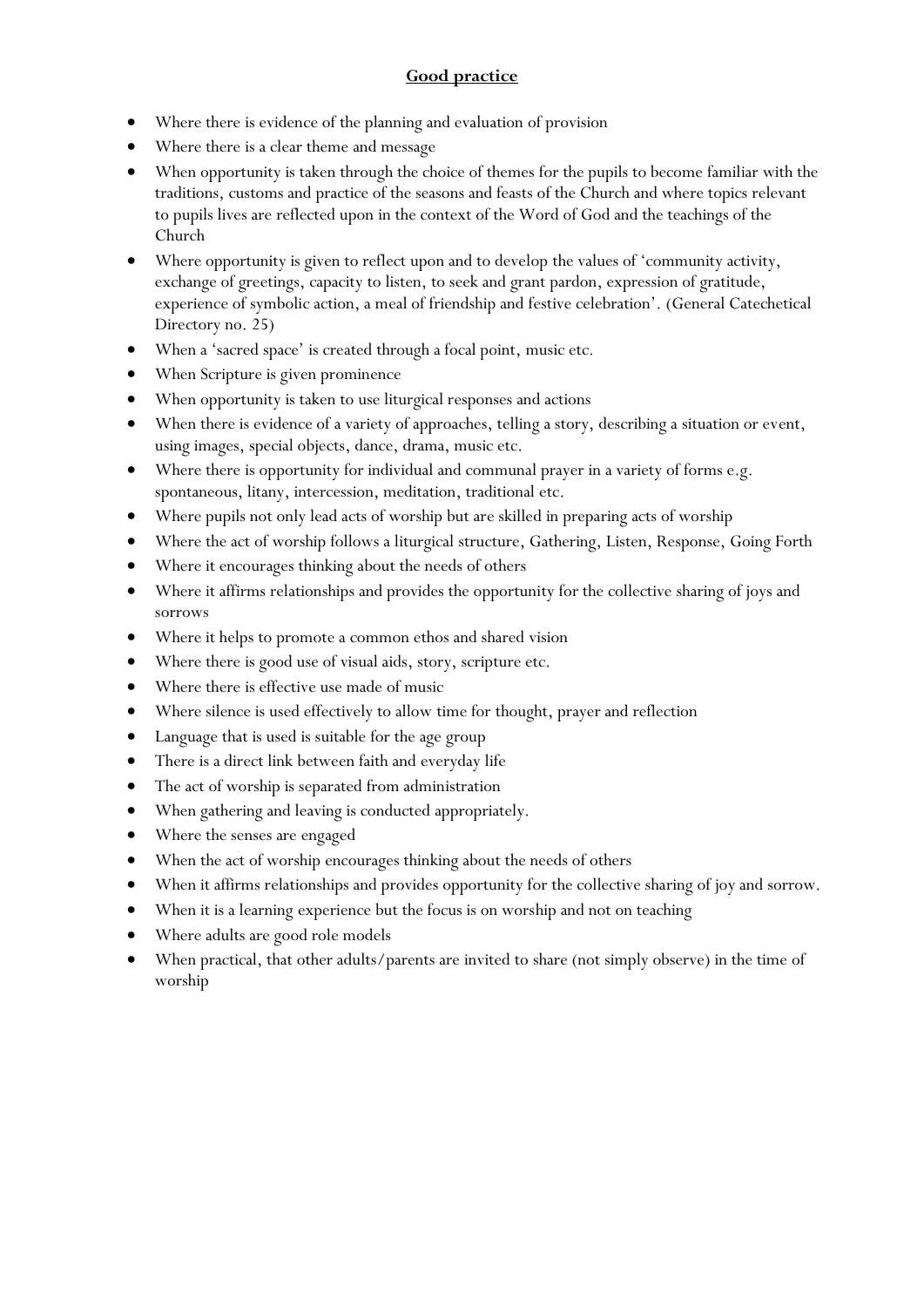## **Good practice**

- Where there is evidence of the planning and evaluation of provision
- Where there is a clear theme and message
- When opportunity is taken through the choice of themes for the pupils to become familiar with the traditions, customs and practice of the seasons and feasts of the Church and where topics relevant to pupils lives are reflected upon in the context of the Word of God and the teachings of the Church
- Where opportunity is given to reflect upon and to develop the values of 'community activity, exchange of greetings, capacity to listen, to seek and grant pardon, expression of gratitude, experience of symbolic action, a meal of friendship and festive celebration'. (General Catechetical Directory no. 25)
- When a 'sacred space' is created through a focal point, music etc.
- When Scripture is given prominence
- When opportunity is taken to use liturgical responses and actions
- When there is evidence of a variety of approaches, telling a story, describing a situation or event, using images, special objects, dance, drama, music etc.
- Where there is opportunity for individual and communal prayer in a variety of forms e.g. spontaneous, litany, intercession, meditation, traditional etc.
- Where pupils not only lead acts of worship but are skilled in preparing acts of worship
- Where the act of worship follows a liturgical structure, Gathering, Listen, Response, Going Forth
- Where it encourages thinking about the needs of others
- Where it affirms relationships and provides the opportunity for the collective sharing of joys and sorrows
- Where it helps to promote a common ethos and shared vision
- Where there is good use of visual aids, story, scripture etc.
- Where there is effective use made of music
- Where silence is used effectively to allow time for thought, prayer and reflection
- Language that is used is suitable for the age group
- There is a direct link between faith and everyday life
- The act of worship is separated from administration
- When gathering and leaving is conducted appropriately.
- Where the senses are engaged
- When the act of worship encourages thinking about the needs of others
- When it affirms relationships and provides opportunity for the collective sharing of joy and sorrow.
- When it is a learning experience but the focus is on worship and not on teaching
- Where adults are good role models
- When practical, that other adults/parents are invited to share (not simply observe) in the time of worship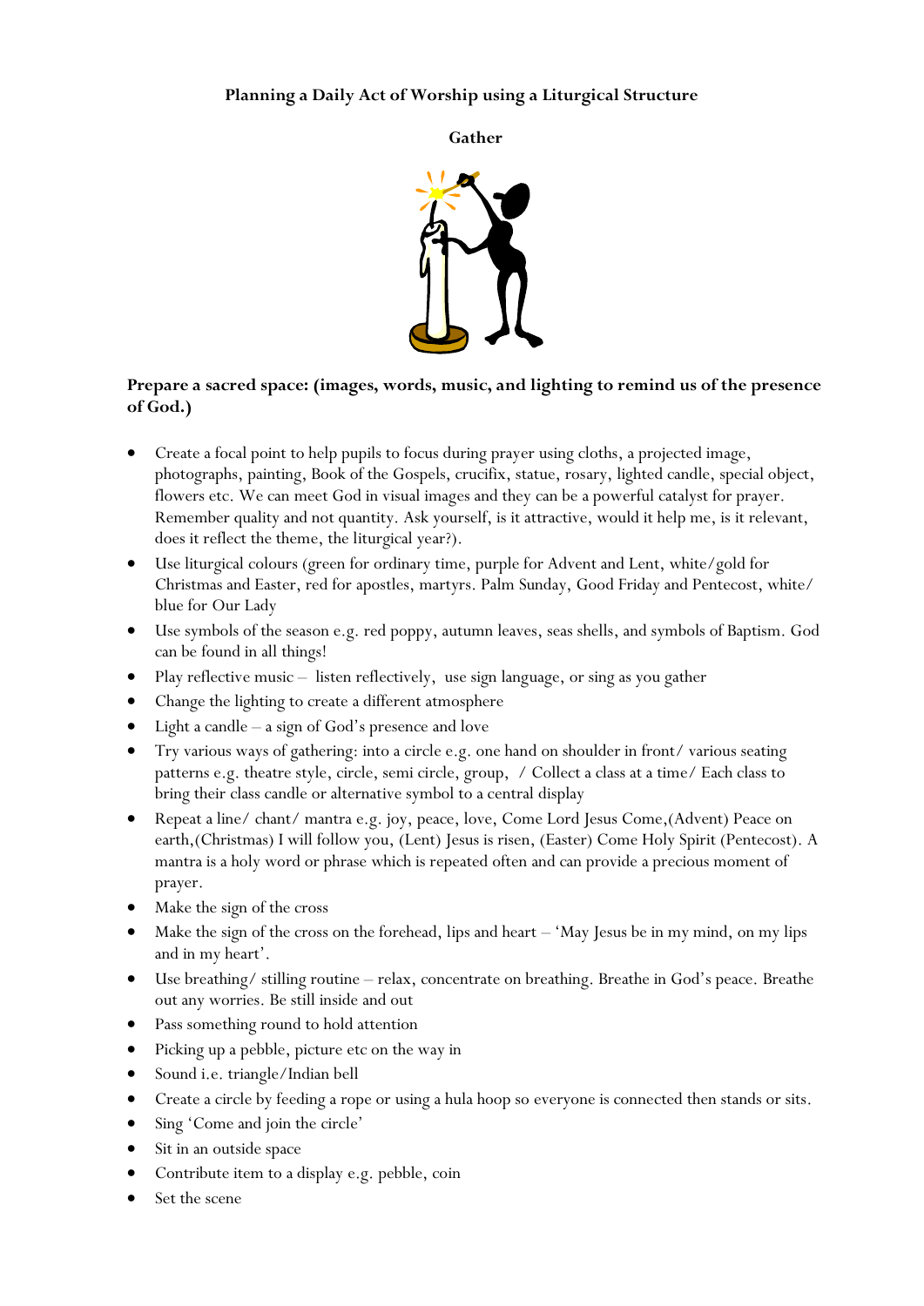**Planning a Daily Act of Worship using a Liturgical Structure**

**Gather**

**Prepare a sacred space: (images, words, music, and lighting to remind us of the presence of God.)**

- Create a focal point to help pupils to focus during prayer using cloths, a projected image, photographs, painting, Book of the Gospels, crucifix, statue, rosary, lighted candle, special object, flowers etc. We can meet God in visual images and they can be a powerful catalyst for prayer. Remember quality and not quantity. Ask yourself, is it attractive, would it help me, is it relevant, does it reflect the theme, the liturgical year?).
- Use liturgical colours (green for ordinary time, purple for Advent and Lent, white/gold for Christmas and Easter, red for apostles, martyrs. Palm Sunday, Good Friday and Pentecost, white/ blue for Our Lady
- Use symbols of the season e.g. red poppy, autumn leaves, seas shells, and symbols of Baptism. God can be found in all things!
- Play reflective music – listen reflectively, use sign language, or sing as you gather
- Change the lighting to create a different atmosphere
- Light a candle – a sign of God's presence and love
- Try various ways of gathering: into a circle e.g. one hand on shoulder in front/ various seating patterns e.g. theatre style, circle, semi circle, group, / Collect a class at a time/ Each class to bring their class candle or alternative symbol to a central display
- Repeat a line/ chant/ mantra e.g. joy, peace, love, Come Lord Jesus Come,(Advent) Peace on earth,(Christmas) I will follow you, (Lent) Jesus is risen, (Easter) Come Holy Spirit (Pentecost). A mantra is a holy word or phrase which is repeated often and can provide a precious moment of prayer.
- Make the sign of the cross
- Make the sign of the cross on the forehead, lips and heart – 'May Jesus be in my mind, on my lips and in my heart'.
- Use breathing/ stilling routine – relax, concentrate on breathing. Breathe in God's peace. Breathe out any worries. Be still inside and out
- Pass something round to hold attention
- Picking up a pebble, picture etc on the way in
- Sound i.e. triangle/Indian bell
- Create a circle by feeding a rope or using a hula hoop so everyone is connected then stands or sits.
- Sing 'Come and join the circle'
- Sit in an outside space
- Contribute item to a display e.g. pebble, coin
- Set the scene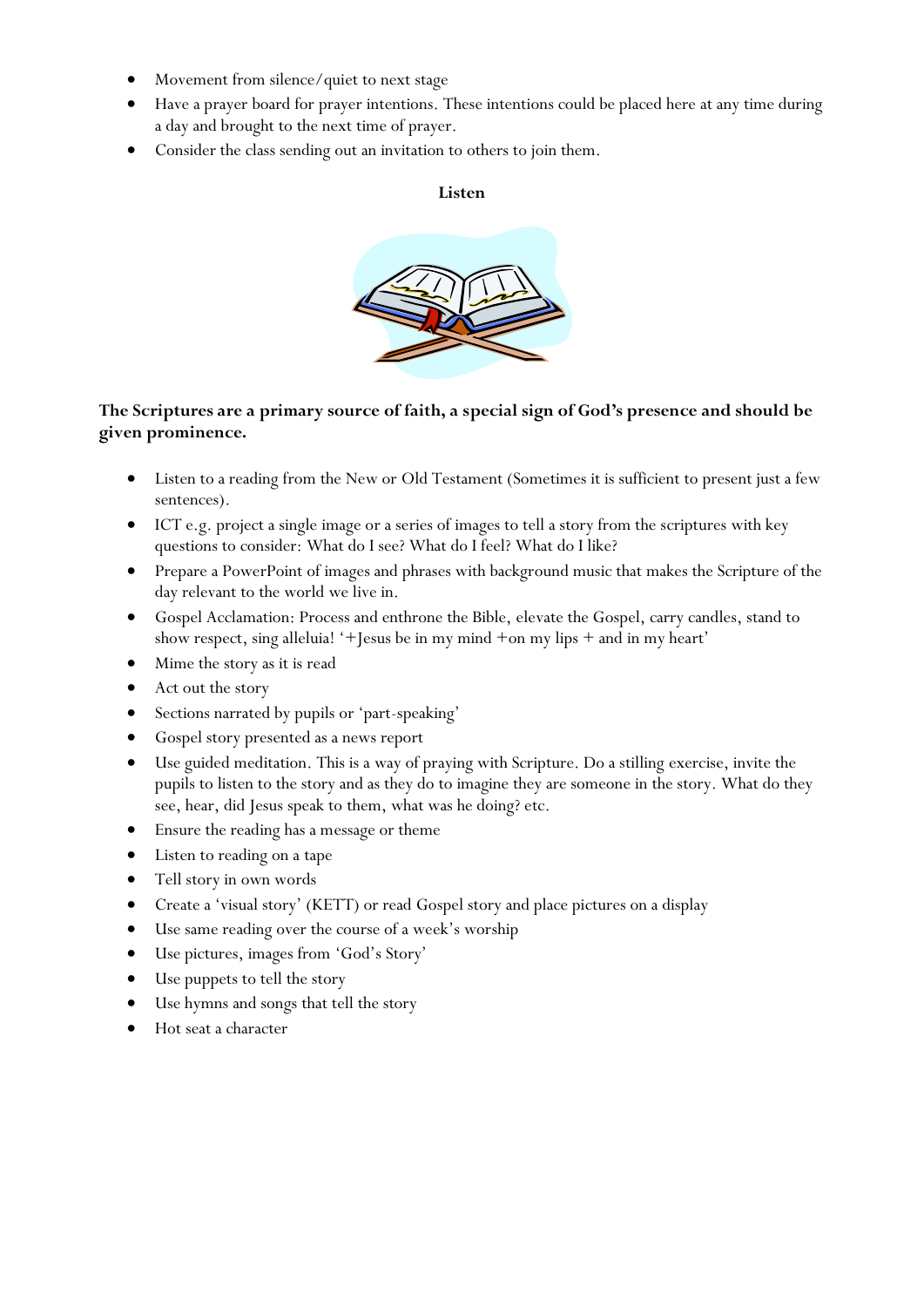- Movement from silence/quiet to next stage
- Have a prayer board for prayer intentions. These intentions could be placed here at any time during a day and brought to the next time of prayer.
- Consider the class sending out an invitation to others to join them.

## Listen

**The Scriptures are a primary source of faith, a special sign of God's presence and should be given prominence.**

- Listen to a reading from the New or Old Testament (Sometimes it is sufficient to present just a few sentences).
- ICT e.g. project a single image or a series of images to tell a story from the scriptures with key questions to consider: What do I see? What do I feel? What do I like?
- Prepare a PowerPoint of images and phrases with background music that makes the Scripture of the day relevant to the world we live in.
- Gospel Acclamation: Process and enthrone the Bible, elevate the Gospel, carry candles, stand to show respect, sing alleluia! '+Jesus be in my mind +on my lips + and in my heart'
- Mime the story as it is read
- Act out the story
- Sections narrated by pupils or 'part-speaking'
- Gospel story presented as a news report
- Use guided meditation. This is a way of praying with Scripture. Do a stilling exercise, invite the pupils to listen to the story and as they do to imagine they are someone in the story. What do they see, hear, did Jesus speak to them, what was he doing? etc.
- Ensure the reading has a message or theme
- Listen to reading on a tape
- Tell story in own words
- Create a 'visual story' (KETT) or read Gospel story and place pictures on a display
- Use same reading over the course of a week's worship
- Use pictures, images from 'God's Story'
- Use puppets to tell the story
- Use hymns and songs that tell the story
- Hot seat a character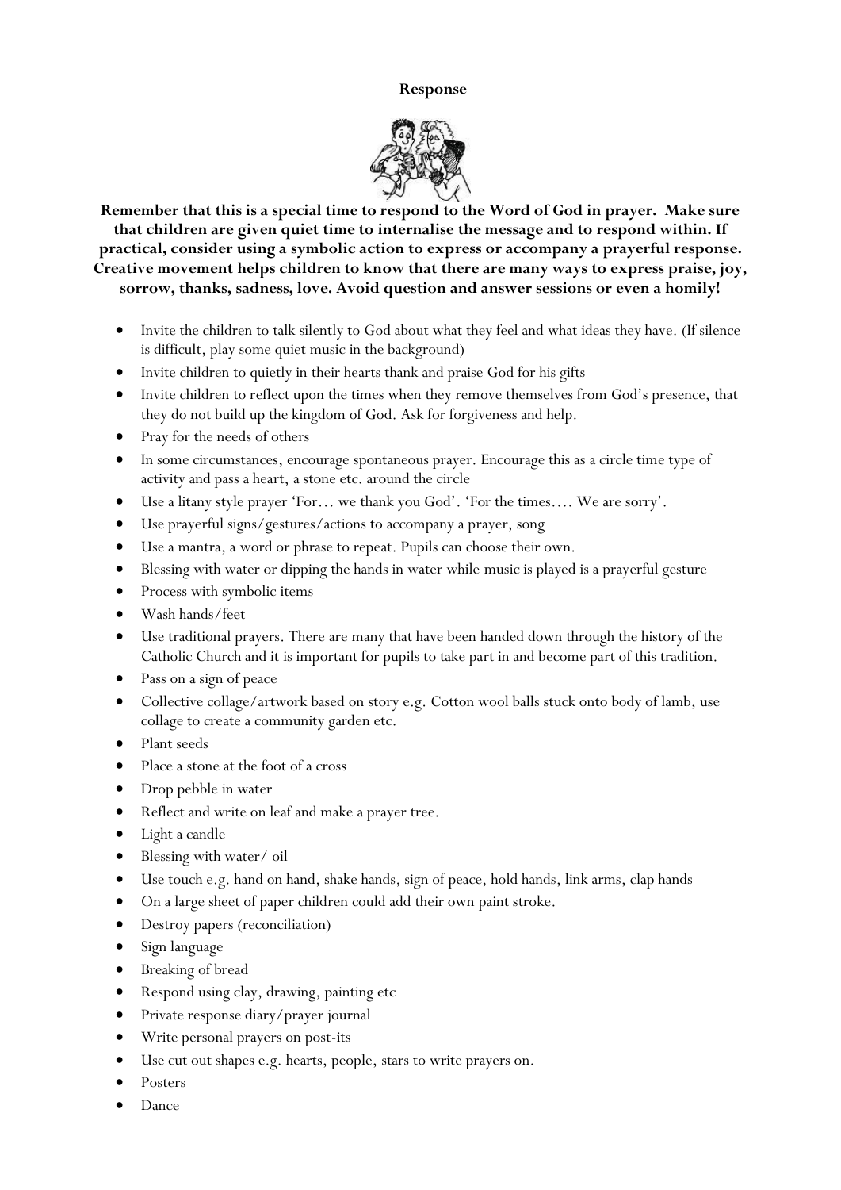# Response

**Remember that this is a special time to respond to the Word of God in prayer. Make sure that children are given quiet time to internalise the message and to respond within. If practical, consider using a symbolic action to express or accompany a prayerful response. Creative movement helps children to know that there are many ways to express praise, joy, sorrow, thanks, sadness, love. Avoid question and answer sessions or even a homily!**

- Invite the children to talk silently to God about what they feel and what ideas they have. (If silence is difficult, play some quiet music in the background)
- Invite children to quietly in their hearts thank and praise God for his gifts
- Invite children to reflect upon the times when they remove themselves from God's presence, that they do not build up the kingdom of God. Ask for forgiveness and help.
- Pray for the needs of others
- In some circumstances, encourage spontaneous prayer. Encourage this as a circle time type of activity and pass a heart, a stone etc. around the circle
- Use a litany style prayer 'For… we thank you God'. 'For the times…. We are sorry'.
- Use prayerful signs/gestures/actions to accompany a prayer, song
- Use a mantra, a word or phrase to repeat. Pupils can choose their own.
- Blessing with water or dipping the hands in water while music is played is a prayerful gesture
- Process with symbolic items
- Wash hands/feet
- Use traditional prayers. There are many that have been handed down through the history of the Catholic Church and it is important for pupils to take part in and become part of this tradition.
- Pass on a sign of peace
- Collective collage/artwork based on story e.g. Cotton wool balls stuck onto body of lamb, use collage to create a community garden etc.
- Plant seeds
- Place a stone at the foot of a cross
- Drop pebble in water
- Reflect and write on leaf and make a prayer tree.
- Light a candle
- Blessing with water/ oil
- Use touch e.g. hand on hand, shake hands, sign of peace, hold hands, link arms, clap hands
- On a large sheet of paper children could add their own paint stroke.
- Destroy papers (reconciliation)
- Sign language
- Breaking of bread
- Respond using clay, drawing, painting etc
- Private response diary/prayer journal
- Write personal prayers on post-its
- Use cut out shapes e.g. hearts, people, stars to write prayers on.
- Posters
- Dance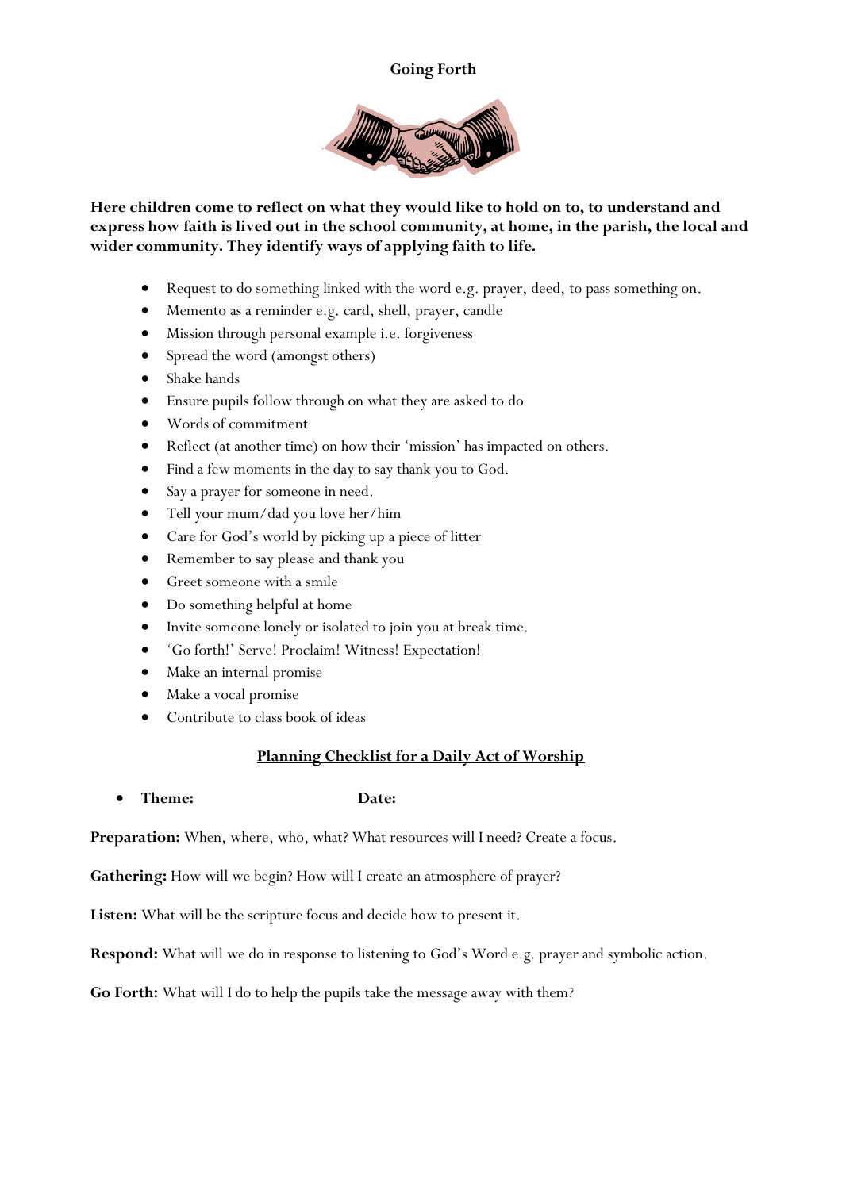# Going Forth

**Here children come to reflect on what they would like to hold on to, to understand and express how faith is lived out in the school community, at home, in the parish, the local and wider community. They identify ways of applying faith to life.**

- Request to do something linked with the word e.g. prayer, deed, to pass something on.
- Memento as a reminder e.g. card, shell, prayer, candle
- Mission through personal example i.e. forgiveness
- Spread the word (amongst others)
- Shake hands
- Ensure pupils follow through on what they are asked to do
- Words of commitment
- Reflect (at another time) on how their 'mission' has impacted on others.
- Find a few moments in the day to say thank you to God.
- Say a prayer for someone in need.
- Tell your mum/dad you love her/him
- Care for God's world by picking up a piece of litter
- Remember to say please and thank you
- Greet someone with a smile
- Do something helpful at home
- Invite someone lonely or isolated to join you at break time.
- 'Go forth!' Serve! Proclaim! Witness! Expectation!
- Make an internal promise
- Make a vocal promise
- Contribute to class book of ideas

## <u>Planning Checklist for a Daily Act of Worship</u>

- **Theme:** **Date:**

**Preparation:** When, where, who, what? What resources will I need? Create a focus.

**Gathering:** How will we begin? How will I create an atmosphere of prayer?

**Listen:** What will be the scripture focus and decide how to present it.

**Respond:** What will we do in response to listening to God's Word e.g. prayer and symbolic action.

**Go Forth:** What will I do to help the pupils take the message away with them?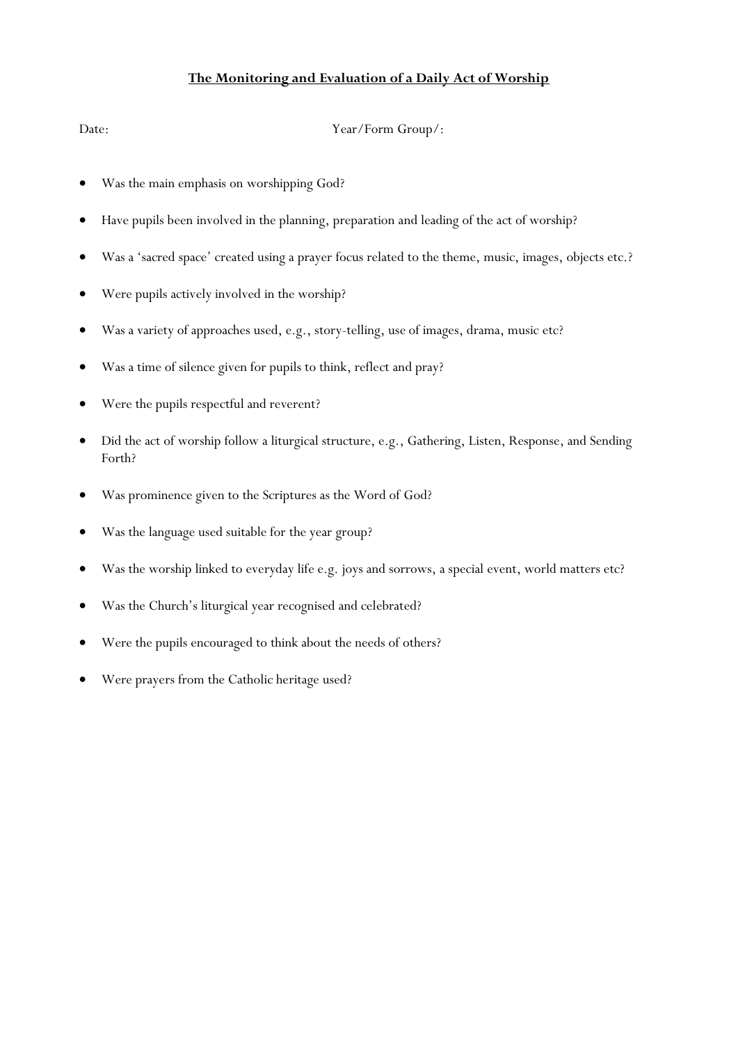**The Monitoring and Evaluation of a Daily Act of Worship**

Date: Year/Form Group/:

- Was the main emphasis on worshipping God?
- Have pupils been involved in the planning, preparation and leading of the act of worship?
- Was a 'sacred space' created using a prayer focus related to the theme, music, images, objects etc.?
- Were pupils actively involved in the worship?
- Was a variety of approaches used, e.g., story-telling, use of images, drama, music etc?
- Was a time of silence given for pupils to think, reflect and pray?
- Were the pupils respectful and reverent?
- Did the act of worship follow a liturgical structure, e.g., Gathering, Listen, Response, and Sending Forth?
- Was prominence given to the Scriptures as the Word of God?
- Was the language used suitable for the year group?
- Was the worship linked to everyday life e.g. joys and sorrows, a special event, world matters etc?
- Was the Church's liturgical year recognised and celebrated?
- Were the pupils encouraged to think about the needs of others?
- Were prayers from the Catholic heritage used?